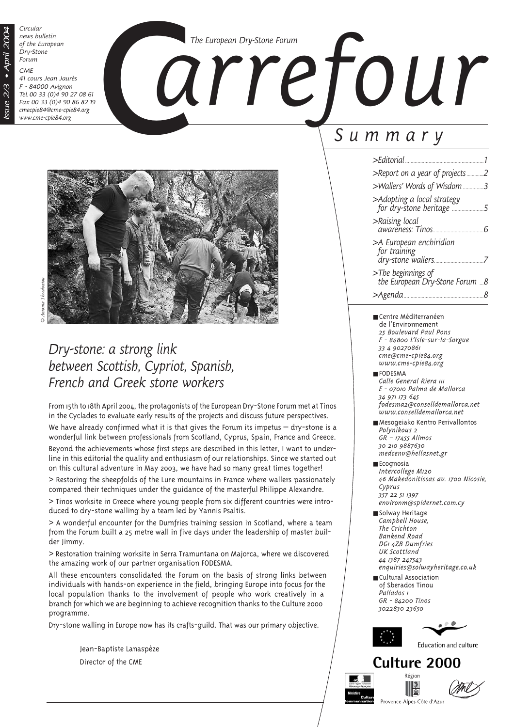*Issue 2/3 • April 2004*

*Circular news bulletin of the European Dry-Stone Forum*

*CME*
*41 cours Jean Jaurès*
*F - 84000 Avignon*
*Tel. 00 33 (0)4 90 27 08 61*
*Fax 00 33 (0)4 90 86 82 19*
*cmecpie84@cme-cpie84.org*
*www.cme-cpie84.org*

*The European Dry-Stone Forum*

# *Carrefour*

## *Summary*

- *>Editorial* ... 1
- *>Report on a year of projects* ... 2
- *>Wallers' Words of Wisdom* ... 3
- *>Adopting a local strategy for dry-stone heritage* ... 5
- *>Raising local awareness: Tinos* ... 6
- *>A European enchiridion for training dry-stone wallers* ... 7
- *>The beginnings of the European Dry-Stone Forum* ... 8
- *>Agenda* ... 8

© Antonia Theodosiou

## *Dry-stone: a strong link between Scottish, Cypriot, Spanish, French and Greek stone workers*

From 15th to 18th April 2004, the protagonists of the European Dry-Stone Forum met at Tinos in the Cyclades to evaluate early results of the projects and discuss future perspectives.

We have already confirmed what it is that gives the Forum its impetus – dry-stone is a wonderful link between professionals from Scotland, Cyprus, Spain, France and Greece.

Beyond the achievements whose first steps are described in this letter, I want to underline in this editorial the quality and enthusiasm of our relationships. Since we started out on this cultural adventure in May 2003, we have had so many great times together!

> Restoring the sheepfolds of the Lure mountains in France where wallers passionately compared their techniques under the guidance of the masterful Philippe Alexandre.

> Tinos worksite in Greece where young people from six different countries were introduced to dry-stone walling by a team led by Yannis Psaltis.

> A wonderful encounter for the Dumfries training session in Scotland, where a team from the Forum built a 25 metre wall in five days under the leadership of master builder Jimmy.

> Restoration training worksite in Serra Tramuntana on Majorca, where we discovered the amazing work of our partner organisation FODESMA.

All these encounters consolidated the Forum on the basis of strong links between individuals with hands-on experience in the field, bringing Europe into focus for the local population thanks to the involvement of people who work creatively in a branch for which we are beginning to achieve recognition thanks to the Culture 2000 programme.

Dry-stone walling in Europe now has its crafts-guild. That was our primary objective.

Jean-Baptiste Lanaspèze
Director of the CME

---

- **Centre Méditerranéen de l'Environnement**
  *25 Boulevard Paul Pons*
  *F - 84800 L'Isle-sur-la-Sorgue*
  *33 4 90270861*
  *cme@cme-cpie84.org*
  *www.cme-cpie84.org*
- **FODESMA**
  *Calle General Riera 111*
  *E - 07010 Palma de Mallorca*
  *34 971 173 645*
  *fodesma2@conselldemallorca.net*
  *www.conselldemallorca.net*
- **Mesogeiako Kentro Perivallontos**
  *Polynikous 2*
  *GR – 17455 Alimos*
  *30 210 9887630*
  *medcenv@hellasnet.gr*
- **Ecognosia**
  *Intercollege M120*
  *46 Makedonitissas av. 1700 Nicosie, Cyprus*
  *357 22 51 1397*
  *environm@spidernet.com.cy*
- **Solway Heritage**
  *Campbell House,*
  *The Crichton*
  *Bankend Road*
  *DG1 4ZB Dumfries*
  *UK Scottland*
  *44 1387 247543*
  *enquiries@solwayheritage.co.uk*
- **Cultural Association of Sberados Tinou**
  *Pallados 1*
  *GR - 84200 Tinos*
  *3022830 23650*

Education and culture

**Culture 2000**

Région Provence-Alpes-Côte d'Azur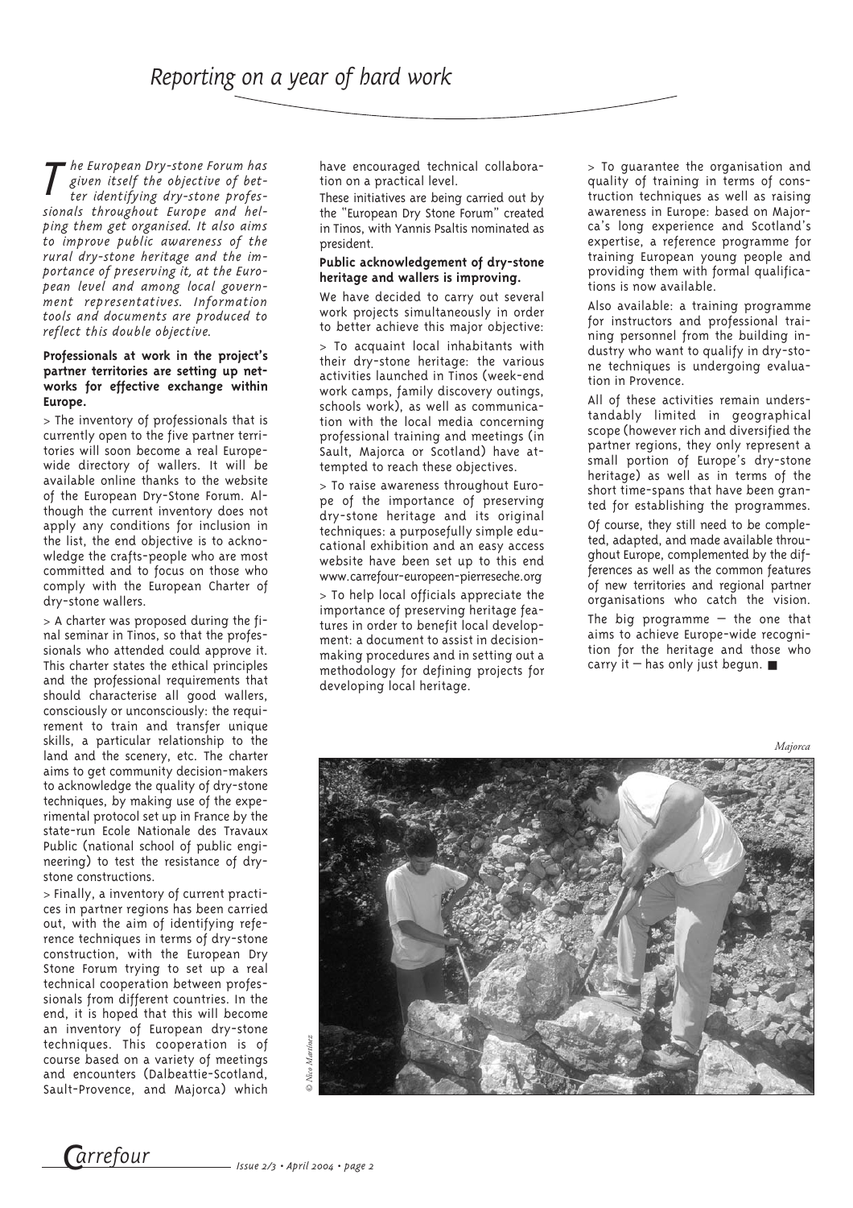# Reporting on a year of hard work

*The European Dry-stone Forum has given itself the objective of better identifying dry-stone professionals throughout Europe and helping them get organised. It also aims to improve public awareness of the rural dry-stone heritage and the importance of preserving it, at the European level and among local government representatives. Information tools and documents are produced to reflect this double objective.*

**Professionals at work in the project's partner territories are setting up networks for effective exchange within Europe.**

> The inventory of professionals that is currently open to the five partner territories will soon become a real Europe-wide directory of wallers. It will be available online thanks to the website of the European Dry-Stone Forum. Although the current inventory does not apply any conditions for inclusion in the list, the end objective is to acknowledge the crafts-people who are most committed and to focus on those who comply with the European Charter of dry-stone wallers.

> A charter was proposed during the final seminar in Tinos, so that the professionals who attended could approve it. This charter states the ethical principles and the professional requirements that should characterise all good wallers, consciously or unconsciously: the requirement to train and transfer unique skills, a particular relationship to the land and the scenery, etc. The charter aims to get community decision-makers to acknowledge the quality of dry-stone techniques, by making use of the experimental protocol set up in France by the state-run Ecole Nationale des Travaux Public (national school of public engineering) to test the resistance of dry-stone constructions.

> Finally, a inventory of current practices in partner regions has been carried out, with the aim of identifying reference techniques in terms of dry-stone construction, with the European Dry Stone Forum trying to set up a real technical cooperation between professionals from different countries. In the end, it is hoped that this will become an inventory of European dry-stone techniques. This cooperation is of course based on a variety of meetings and encounters (Dalbeattie-Scotland, Sault-Provence, and Majorca) which have encouraged technical collaboration on a practical level.

These initiatives are being carried out by the "European Dry Stone Forum" created in Tinos, with Yannis Psaltis nominated as president.

**Public acknowledgement of dry-stone heritage and wallers is improving.**

We have decided to carry out several work projects simultaneously in order to better achieve this major objective:

> To acquaint local inhabitants with their dry-stone heritage: the various activities launched in Tinos (week-end work camps, family discovery outings, schools work), as well as communication with the local media concerning professional training and meetings (in Sault, Majorca or Scotland) have attempted to reach these objectives.

> To raise awareness throughout Europe of the importance of preserving dry-stone heritage and its original techniques: a purposefully simple educational exhibition and an easy access website have been set up to this end www.carrefour-europeen-pierreseche.org

> To help local officials appreciate the importance of preserving heritage features in order to benefit local development: a document to assist in decision-making procedures and in setting out a methodology for defining projects for developing local heritage.

> To guarantee the organisation and quality of training in terms of construction techniques as well as raising awareness in Europe: based on Majorca's long experience and Scotland's expertise, a reference programme for training European young people and providing them with formal qualifications is now available.

Also available: a training programme for instructors and professional training personnel from the building industry who want to qualify in dry-stone techniques is undergoing evaluation in Provence.

All of these activities remain understandably limited in geographical scope (however rich and diversified the partner regions, they only represent a small portion of Europe's dry-stone heritage) as well as in terms of the short time-spans that have been granted for establishing the programmes.

Of course, they still need to be completed, adapted, and made available throughout Europe, complemented by the differences as well as the common features of new territories and regional partner organisations who catch the vision.

The big programme – the one that aims to achieve Europe-wide recognition for the heritage and those who carry it – has only just begun. ■

*Majorca*

© Nico Martinez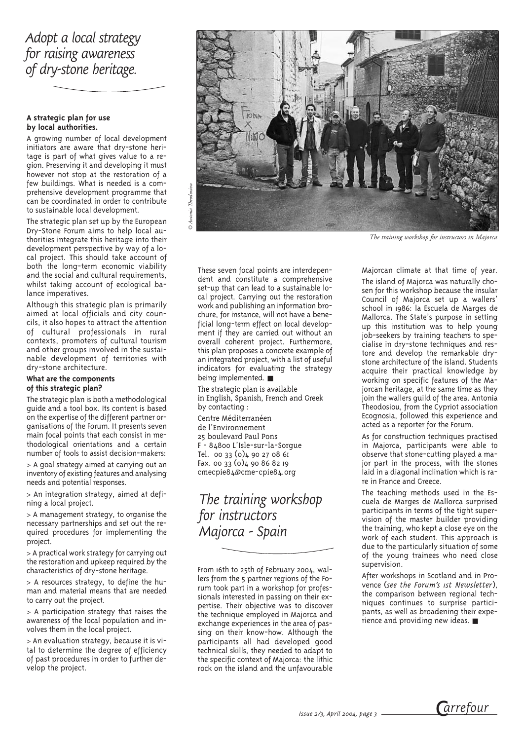# *Adopt a local strategy for raising awareness of dry-stone heritage.*

**A strategic plan for use by local authorities.**

A growing number of local development initiators are aware that dry-stone heritage is part of what gives value to a region. Preserving it and developing it must however not stop at the restoration of a few buildings. What is needed is a comprehensive development programme that can be coordinated in order to contribute to sustainable local development.

The strategic plan set up by the European Dry-Stone Forum aims to help local authorities integrate this heritage into their development perspective by way of a local project. This should take account of both the long-term economic viability and the social and cultural requirements, whilst taking account of ecological balance imperatives.

Although this strategic plan is primarily aimed at local officials and city councils, it also hopes to attract the attention of cultural professionals in rural contexts, promoters of cultural tourism and other groups involved in the sustainable development of territories with dry-stone architecture.

**What are the components of this strategic plan?**

The strategic plan is both a methodological guide and a tool box. Its content is based on the expertise of the different partner organisations of the Forum. It presents seven main focal points that each consist in methodological orientations and a certain number of tools to assist decision-makers:

> A goal strategy aimed at carrying out an inventory of existing features and analysing needs and potential responses.

> An integration strategy, aimed at defining a local project.

> A management strategy, to organise the necessary partnerships and set out the required procedures for implementing the project.

> A practical work strategy for carrying out the restoration and upkeep required by the characteristics of dry-stone heritage.

> A resources strategy, to define the human and material means that are needed to carry out the project.

> A participation strategy that raises the awareness of the local population and involves them in the local project.

> An evaluation strategy, because it is vital to determine the degree of efficiency of past procedures in order to further develop the project.

These seven focal points are interdependent and constitute a comprehensive set-up that can lead to a sustainable local project. Carrying out the restoration work and publishing an information brochure, for instance, will not have a beneficial long-term effect on local development if they are carried out without an overall coherent project. Furthermore, this plan proposes a concrete example of an integrated project, with a list of useful indicators for evaluating the strategy being implemented. ■

The strategic plan is available in English, Spanish, French and Greek by contacting :

Centre Méditerranéen
de l'Environnement
25 boulevard Paul Pons
F - 84800 L'Isle-sur-la-Sorgue
Tel. 00 33 (0)4 90 27 08 61
Fax. 00 33 (0)4 90 86 82 19
cmecpie84@cme-cpie84.org

© Antonia Theodosiou

*The training workshop for instructors in Majorca*

# *The training workshop for instructors Majorca - Spain*

From 16th to 25th of February 2004, wallers from the 5 partner regions of the Forum took part in a workshop for professionals interested in passing on their expertise. Their objective was to discover the technique employed in Majorca and exchange experiences in the area of passing on their know-how. Although the participants all had developed good technical skills, they needed to adapt to the specific context of Majorca: the lithic rock on the island and the unfavourable Majorcan climate at that time of year.

The island of Majorca was naturally chosen for this workshop because the insular Council of Majorca set up a wallers' school in 1986: la Escuela de Marges de Mallorca. The State's purpose in setting up this institution was to help young job-seekers by training teachers to specialise in dry-stone techniques and restore and develop the remarkable dry-stone architecture of the island. Students acquire their practical knowledge by working on specific features of the Majorcan heritage, at the same time as they join the wallers guild of the area. Antonia Theodosiou, from the Cypriot association Ecognosia, followed this experience and acted as a reporter for the Forum.

As for construction techniques practised in Majorca, participants were able to observe that stone-cutting played a major part in the process, with the stones laid in a diagonal inclination which is rare in France and Greece.

The teaching methods used in the Escuela de Marges de Mallorca surprised participants in terms of the tight supervision of the master builder providing the training, who kept a close eye on the work of each student. This approach is due to the particularly situation of some of the young trainees who need close supervision.

After workshops in Scotland and in Provence (*see the Forum's 1st Newsletter*), the comparison between regional techniques continues to surprise participants, as well as broadening their experience and providing new ideas. ■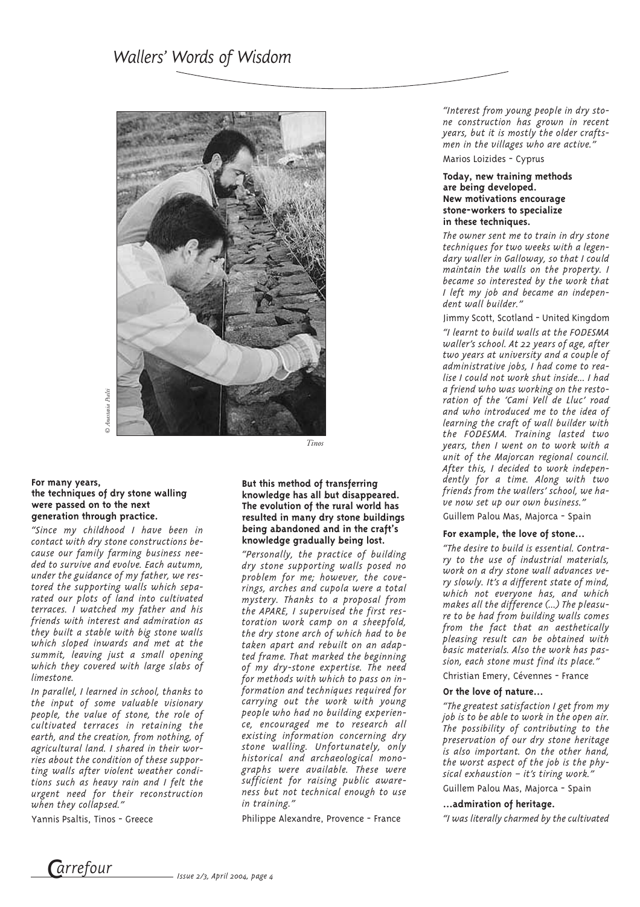# Wallers' Words of Wisdom

© Anastasia Psalti

*Tinos*

**For many years, the techniques of dry stone walling were passed on to the next generation through practice.**

*"Since my childhood I have been in contact with dry stone constructions because our family farming business needed to survive and evolve. Each autumn, under the guidance of my father, we restored the supporting walls which separated our plots of land into cultivated terraces. I watched my father and his friends with interest and admiration as they built a stable with big stone walls which sloped inwards and met at the summit, leaving just a small opening which they covered with large slabs of limestone.*

*In parallel, I learned in school, thanks to the input of some valuable visionary people, the value of stone, the role of cultivated terraces in retaining the earth, and the creation, from nothing, of agricultural land. I shared in their worries about the condition of these supporting walls after violent weather conditions such as heavy rain and I felt the urgent need for their reconstruction when they collapsed."*

Yannis Psaltis, Tinos - Greece

**But this method of transferring knowledge has all but disappeared. The evolution of the rural world has resulted in many dry stone buildings being abandoned and in the craft's knowledge gradually being lost.**

*"Personally, the practice of building dry stone supporting walls posed no problem for me; however, the coverings, arches and cupola were a total mystery. Thanks to a proposal from the APARE, I supervised the first restoration work camp on a sheepfold, the dry stone arch of which had to be taken apart and rebuilt on an adapted frame. That marked the beginning of my dry-stone expertise. The need for methods with which to pass on information and techniques required for carrying out the work with young people who had no building experience, encouraged me to research all existing information concerning dry stone walling. Unfortunately, only historical and archaeological monographs were available. These were sufficient for raising public awareness but not technical enough to use in training."*

Philippe Alexandre, Provence - France

*"Interest from young people in dry stone construction has grown in recent years, but it is mostly the older craftsmen in the villages who are active."*

Marios Loizides - Cyprus

**Today, new training methods are being developed. New motivations encourage stone-workers to specialize in these techniques.**

*The owner sent me to train in dry stone techniques for two weeks with a legendary waller in Galloway, so that I could maintain the walls on the property. I became so interested by the work that I left my job and became an independent wall builder."*

Jimmy Scott, Scotland - United Kingdom

*"I learnt to build walls at the FODESMA waller's school. At 22 years of age, after two years at university and a couple of administrative jobs, I had come to realise I could not work shut inside... I had a friend who was working on the restoration of the 'Cami Vell de Lluc' road and who introduced me to the idea of learning the craft of wall builder with the FODESMA. Training lasted two years, then I went on to work with a unit of the Majorcan regional council. After this, I decided to work independently for a time. Along with two friends from the wallers' school, we have now set up our own business."*

Guillem Palou Mas, Majorca - Spain

**For example, the love of stone…**

*"The desire to build is essential. Contrary to the use of industrial materials, work on a dry stone wall advances very slowly. It's a different state of mind, which not everyone has, and which makes all the difference (…) The pleasure to be had from building walls comes from the fact that an aesthetically pleasing result can be obtained with basic materials. Also the work has passion, each stone must find its place."*

Christian Emery, Cévennes - France

**Or the love of nature…**

*"The greatest satisfaction I get from my job is to be able to work in the open air. The possibility of contributing to the preservation of our dry stone heritage is also important. On the other hand, the worst aspect of the job is the physical exhaustion – it's tiring work."*

Guillem Palou Mas, Majorca - Spain

**…admiration of heritage.**

*"I was literally charmed by the cultivated*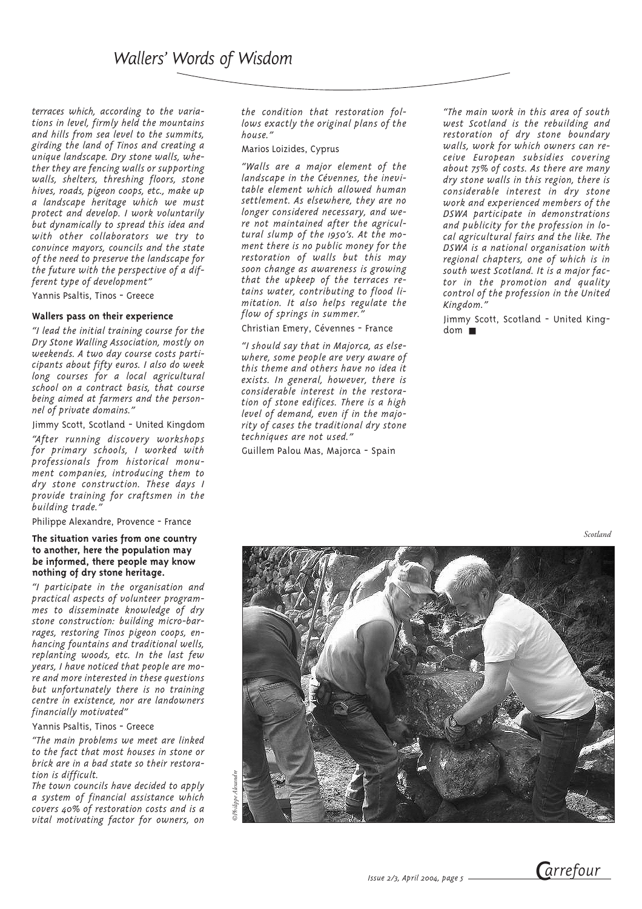terraces which, according to the variations in level, firmly held the mountains and hills from sea level to the summits, girding the land of Tinos and creating a unique landscape. Dry stone walls, whether they are fencing walls or supporting walls, shelters, threshing floors, stone hives, roads, pigeon coops, etc., make up a landscape heritage which we must protect and develop. I work voluntarily but dynamically to spread this idea and with other collaborators we try to convince mayors, councils and the state of the need to preserve the landscape for the future with the perspective of a different type of development"*

Yannis Psaltis, Tinos - Greece

**Wallers pass on their experience**

*"I lead the initial training course for the Dry Stone Walling Association, mostly on weekends. A two day course costs participants about fifty euros. I also do week long courses for a local agricultural school on a contract basis, that course being aimed at farmers and the personnel of private domains."*

Jimmy Scott, Scotland - United Kingdom

*"After running discovery workshops for primary schools, I worked with professionals from historical monument companies, introducing them to dry stone construction. These days I provide training for craftsmen in the building trade."*

Philippe Alexandre, Provence - France

**The situation varies from one country to another, here the population may be informed, there people may know nothing of dry stone heritage.**

*"I participate in the organisation and practical aspects of volunteer programmes to disseminate knowledge of dry stone construction: building micro-barrages, restoring Tinos pigeon coops, enhancing fountains and traditional wells, replanting woods, etc. In the last few years, I have noticed that people are more and more interested in these questions but unfortunately there is no training centre in existence, nor are landowners financially motivated"*

Yannis Psaltis, Tinos - Greece

*"The main problems we meet are linked to the fact that most houses in stone or brick are in a bad state so their restoration is difficult.*
*The town councils have decided to apply a system of financial assistance which covers 40% of restoration costs and is a vital motivating factor for owners, on the condition that restoration follows exactly the original plans of the house."*

Marios Loizides, Cyprus

*"Walls are a major element of the landscape in the Cévennes, the inevitable element which allowed human settlement. As elsewhere, they are no longer considered necessary, and were not maintained after the agricultural slump of the 1950's. At the moment there is no public money for the restoration of walls but this may soon change as awareness is growing that the upkeep of the terraces retains water, contributing to flood limitation. It also helps regulate the flow of springs in summer."*

Christian Emery, Cévennes - France

*"I should say that in Majorca, as elsewhere, some people are very aware of this theme and others have no idea it exists. In general, however, there is considerable interest in the restoration of stone edifices. There is a high level of demand, even if in the majority of cases the traditional dry stone techniques are not used."*

Guillem Palou Mas, Majorca - Spain

*"The main work in this area of south west Scotland is the rebuilding and restoration of dry stone boundary walls, work for which owners can receive European subsidies covering about 75% of costs. As there are many dry stone walls in this region, there is considerable interest in dry stone work and experienced members of the DSWA participate in demonstrations and publicity for the profession in local agricultural fairs and the like. The DSWA is a national organisation with regional chapters, one of which is in south west Scotland. It is a major factor in the promotion and quality control of the profession in the United Kingdom."*

Jimmy Scott, Scotland - United Kingdom ■

*Scotland*

©Philippe Alexandre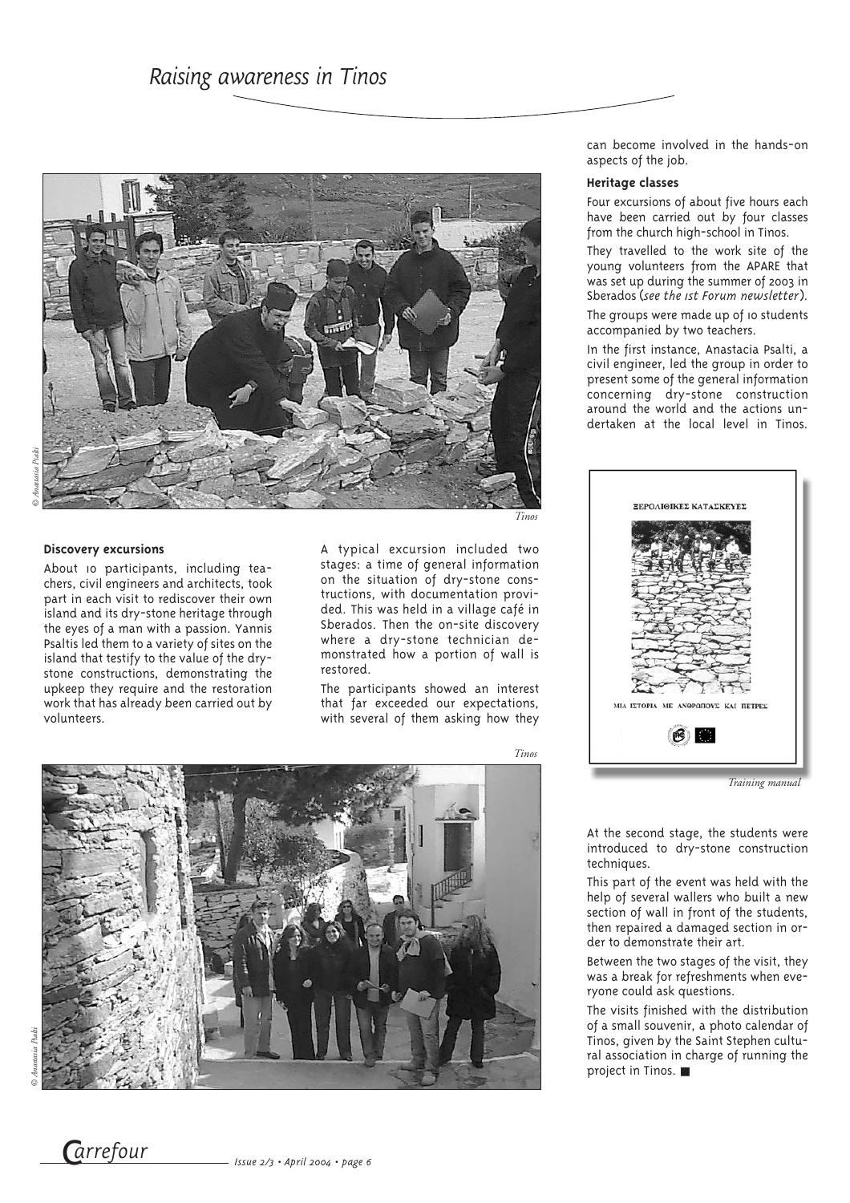# Raising awareness in Tinos

Tinos

### Discovery excursions

About 10 participants, including teachers, civil engineers and architects, took part in each visit to rediscover their own island and its dry-stone heritage through the eyes of a man with a passion. Yannis Psaltis led them to a variety of sites on the island that testify to the value of the dry-stone constructions, demonstrating the upkeep they require and the restoration work that has already been carried out by volunteers.

A typical excursion included two stages: a time of general information on the situation of dry-stone constructions, with documentation provided. This was held in a village café in Sberados. Then the on-site discovery where a dry-stone technician demonstrated how a portion of wall is restored.

The participants showed an interest that far exceeded our expectations, with several of them asking how they can become involved in the hands-on aspects of the job.

Tinos

### Heritage classes

Four excursions of about five hours each have been carried out by four classes from the church high-school in Tinos.

They travelled to the work site of the young volunteers from the APARE that was set up during the summer of 2003 in Sberados (*see the 1st Forum newsletter*).

The groups were made up of 10 students accompanied by two teachers.

In the first instance, Anastacia Psalti, a civil engineer, led the group in order to present some of the general information concerning dry-stone construction around the world and the actions undertaken at the local level in Tinos.

ΞΕΡΟΛΙΘΙΚΕΣ ΚΑΤΑΣΚΕΥΕΣ

ΜΙΑ ΙΣΤΟΡΙΑ ΜΕ ΑΝΘΡΩΠΟΥΣ ΚΑΙ ΠΕΤΡΕΣ

Training manual

At the second stage, the students were introduced to dry-stone construction techniques.

This part of the event was held with the help of several wallers who built a new section of wall in front of the students, then repaired a damaged section in order to demonstrate their art.

Between the two stages of the visit, they was a break for refreshments when everyone could ask questions.

The visits finished with the distribution of a small souvenir, a photo calendar of Tinos, given by the Saint Stephen cultural association in charge of running the project in Tinos. ■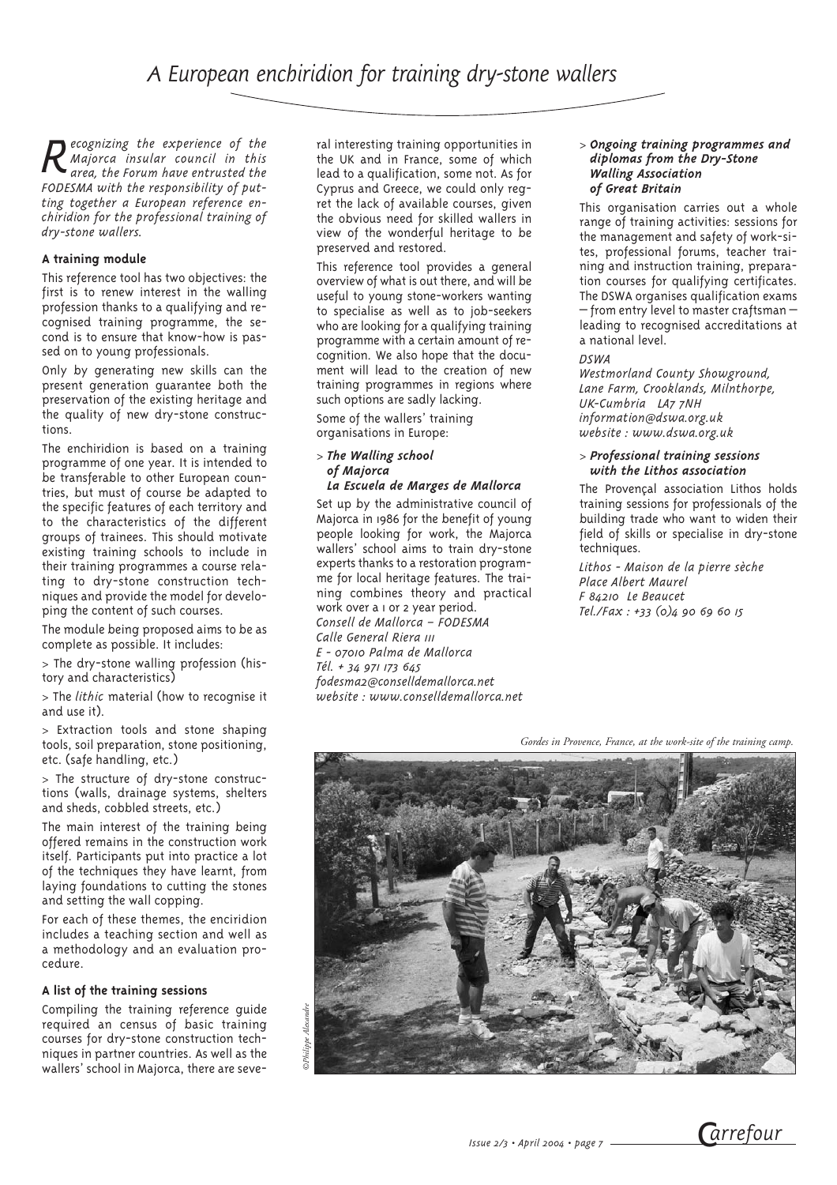# A European enchiridion for training dry-stone wallers

*Recognizing the experience of the Majorca insular council in this area, the Forum have entrusted the FODESMA with the responsibility of putting together a European reference enchiridion for the professional training of dry-stone wallers.*

### A training module

This reference tool has two objectives: the first is to renew interest in the walling profession thanks to a qualifying and recognised training programme, the second is to ensure that know-how is passed on to young professionals.

Only by generating new skills can the present generation guarantee both the preservation of the existing heritage and the quality of new dry-stone constructions.

The enchiridion is based on a training programme of one year. It is intended to be transferable to other European countries, but must of course be adapted to the specific features of each territory and to the characteristics of the different groups of trainees. This should motivate existing training schools to include in their training programmes a course relating to dry-stone construction techniques and provide the model for developing the content of such courses.

The module being proposed aims to be as complete as possible. It includes:

> The dry-stone walling profession (history and characteristics)

> The *lithic* material (how to recognise it and use it).

> Extraction tools and stone shaping tools, soil preparation, stone positioning, etc. (safe handling, etc.)

> The structure of dry-stone constructions (walls, drainage systems, shelters and sheds, cobbled streets, etc.)

The main interest of the training being offered remains in the construction work itself. Participants put into practice a lot of the techniques they have learnt, from laying foundations to cutting the stones and setting the wall copping.

For each of these themes, the enciridion includes a teaching section and well as a methodology and an evaluation procedure.

### A list of the training sessions

Compiling the training reference guide required an census of basic training courses for dry-stone construction techniques in partner countries. As well as the wallers' school in Majorca, there are several interesting training opportunities in the UK and in France, some of which lead to a qualification, some not. As for Cyprus and Greece, we could only regret the lack of available courses, given the obvious need for skilled wallers in view of the wonderful heritage to be preserved and restored.

This reference tool provides a general overview of what is out there, and will be useful to young stone-workers wanting to specialise as well as to job-seekers who are looking for a qualifying training programme with a certain amount of recognition. We also hope that the document will lead to the creation of new training programmes in regions where such options are sadly lacking.

Some of the wallers' training organisations in Europe:

> ***The Walling school of Majorca La Escuela de Marges de Mallorca***

Set up by the administrative council of Majorca in 1986 for the benefit of young people looking for work, the Majorca wallers' school aims to train dry-stone experts thanks to a restoration programme for local heritage features. The training combines theory and practical work over a 1 or 2 year period.

*Consell de Mallorca – FODESMA*
*Calle General Riera 111*
*E - 07010 Palma de Mallorca*
*Tél. + 34 971 173 645*
*fodesma2@conselldemallorca.net*
*website : www.conselldemallorca.net*

> ***Ongoing training programmes and diplomas from the Dry-Stone Walling Association of Great Britain***

This organisation carries out a whole range of training activities: sessions for the management and safety of work-sites, professional forums, teacher training and instruction training, preparation courses for qualifying certificates. The DSWA organises qualification exams — from entry level to master craftsman — leading to recognised accreditations at a national level.

*DSWA*
*Westmorland County Showground,*
*Lane Farm, Crooklands, Milnthorpe,*
*UK-Cumbria LA7 7NH*
*information@dswa.org.uk*
*website : www.dswa.org.uk*

> ***Professional training sessions with the Lithos association***

The Provençal association Lithos holds training sessions for professionals of the building trade who want to widen their field of skills or specialise in dry-stone techniques.

*Lithos - Maison de la pierre sèche*
*Place Albert Maurel*
*F 84210 Le Beaucet*
*Tel./Fax : +33 (0)4 90 69 60 15*

*Gordes in Provence, France, at the work-site of the training camp.*

*©Philippe Alexandre*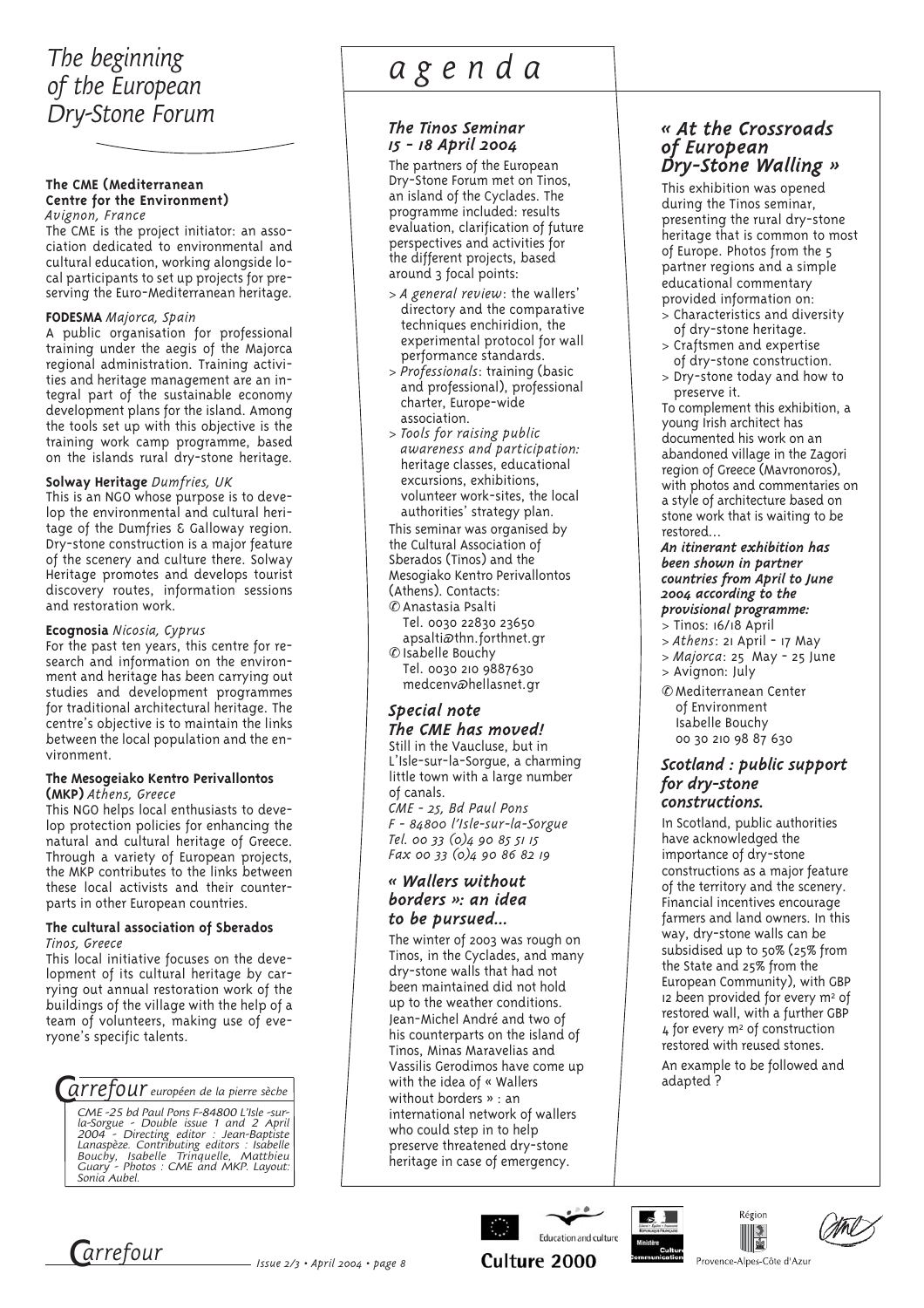# The beginning of the European Dry-Stone Forum

**The CME (Mediterranean Centre for the Environment)** *Avignon, France*

The CME is the project initiator: an association dedicated to environmental and cultural education, working alongside local participants to set up projects for preserving the Euro-Mediterranean heritage.

**FODESMA** *Majorca, Spain*

A public organisation for professional training under the aegis of the Majorca regional administration. Training activities and heritage management are an integral part of the sustainable economy development plans for the island. Among the tools set up with this objective is the training work camp programme, based on the islands rural dry-stone heritage.

**Solway Heritage** *Dumfries, UK*

This is an NGO whose purpose is to develop the environmental and cultural heritage of the Dumfries & Galloway region. Dry-stone construction is a major feature of the scenery and culture there. Solway Heritage promotes and develops tourist discovery routes, information sessions and restoration work.

**Ecognosia** *Nicosia, Cyprus*

For the past ten years, this centre for research and information on the environment and heritage has been carrying out studies and development programmes for traditional architectural heritage. The centre's objective is to maintain the links between the local population and the environment.

**The Mesogeiako Kentro Perivallontos (MKP)** *Athens, Greece*

This NGO helps local enthusiasts to develop protection policies for enhancing the natural and cultural heritage of Greece. Through a variety of European projects, the MKP contributes to the links between these local activists and their counterparts in other European countries.

**The cultural association of Sberados** *Tinos, Greece*

This local initiative focuses on the development of its cultural heritage by carrying out annual restoration work of the buildings of the village with the help of a team of volunteers, making use of everyone's specific talents.

*Carrefour européen de la pierre sèche*

*CME -25 bd Paul Pons F-84800 L'Isle -sur-la-Sorgue - Double issue 1 and 2 April 2004 - Directing editor : Jean-Baptiste Lanaspèze. Contributing editors : Isabelle Boucby, Isabelle Trinquelle, Matthieu Guary - Photos : CME and MKP. Layout: Sonia Aubel.*

# agenda

### *The Tinos Seminar 15 - 18 April 2004*

The partners of the European Dry-Stone Forum met on Tinos, an island of the Cyclades. The programme included: results evaluation, clarification of future perspectives and activities for the different projects, based around 3 focal points:

> *A general review*: the wallers' directory and the comparative techniques enchiridion, the experimental protocol for wall performance standards.
> *Professionals*: training (basic and professional), professional charter, Europe-wide association.
> *Tools for raising public awareness and participation:* heritage classes, educational excursions, exhibitions, volunteer work-sites, the local authorities' strategy plan.

This seminar was organised by the Cultural Association of Sberados (Tinos) and the Mesogiako Kentro Perivallontos (Athens). Contacts:

© Anastasia Psalti
Tel. 0030 22830 23650
apsalti@thn.forthnet.gr

© Isabelle Bouchy
Tel. 0030 210 9887630
medcenv@hellasnet.gr

### *Special note*
### *The CME has moved!*

Still in the Vaucluse, but in L'Isle-sur-la-Sorgue, a charming little town with a large number of canals.

*CME - 25, Bd Paul Pons*
*F - 84800 l'Isle-sur-la-Sorgue*
*Tel. 00 33 (0)4 90 85 51 15*
*Fax 00 33 (0)4 90 86 82 19*

### *« Wallers without borders »: an idea to be pursued...*

The winter of 2003 was rough on Tinos, in the Cyclades, and many dry-stone walls that had not been maintained did not hold up to the weather conditions. Jean-Michel André and two of his counterparts on the island of Tinos, Minas Maravelias and Vassilis Gerodimos have come up with the idea of « Wallers without borders » : an international network of wallers who could step in to help preserve threatened dry-stone heritage in case of emergency.

### *« At the Crossroads of European Dry-Stone Walling »*

This exhibition was opened during the Tinos seminar, presenting the rural dry-stone heritage that is common to most of Europe. Photos from the 5 partner regions and a simple educational commentary provided information on:

> Characteristics and diversity of dry-stone heritage.
> Craftsmen and expertise of dry-stone construction.
> Dry-stone today and how to preserve it.

To complement this exhibition, a young Irish architect has documented his work on an abandoned village in the Zagori region of Greece (Mavronoros), with photos and commentaries on a style of architecture based on stone work that is waiting to be restored...

***An itinerant exhibition has been shown in partner countries from April to June 2004 according to the provisional programme:***

> Tinos: 16/18 April
> *Athens*: 21 April - 17 May
> *Majorca*: 25 May - 25 June
> Avignon: July

© Mediterranean Center of Environment
Isabelle Bouchy
00 30 210 98 87 630

### *Scotland : public support for dry-stone constructions.*

In Scotland, public authorities have acknowledged the importance of dry-stone constructions as a major feature of the territory and the scenery. Financial incentives encourage farmers and land owners. In this way, dry-stone walls can be subsidised up to 50% (25% from the State and 25% from the European Community), with GBP 12 been provided for every m² of restored wall, with a further GBP 4 for every m² of construction restored with reused stones.

An example to be followed and adapted ?

Education and culture
Culture 2000
Région Provence-Alpes-Côte d'Azur